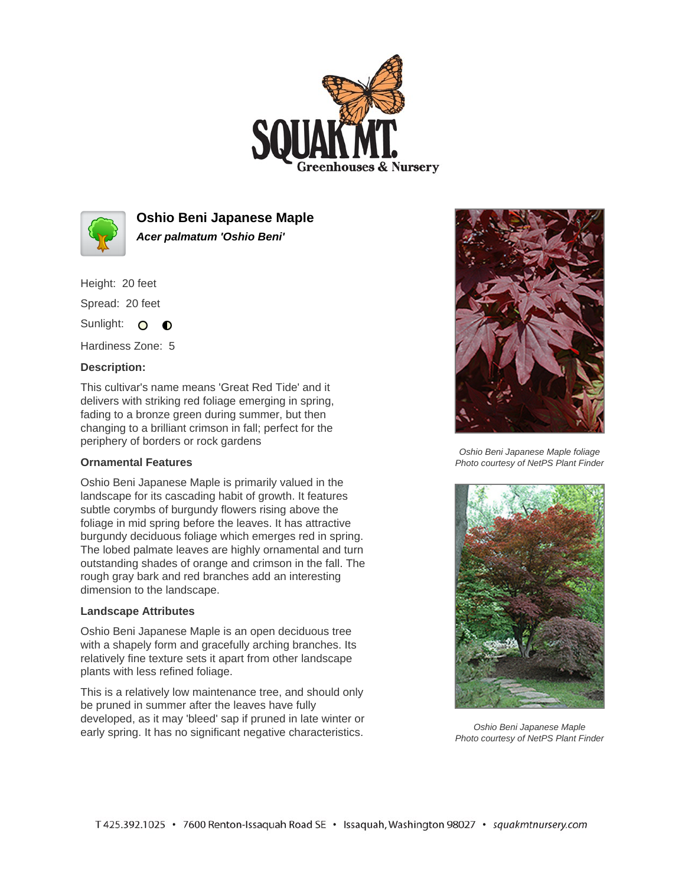# Oshio Beni Japanese Maple

***Acer palmatum 'Oshio Beni'***

Height: 20 feet

Spread: 20 feet

Sunlight: ○ ◐

Hardiness Zone: 5

**Description:**

This cultivar's name means 'Great Red Tide' and it delivers with striking red foliage emerging in spring, fading to a bronze green during summer, but then changing to a brilliant crimson in fall; perfect for the periphery of borders or rock gardens

### Ornamental Features

Oshio Beni Japanese Maple is primarily valued in the landscape for its cascading habit of growth. It features subtle corymbs of burgundy flowers rising above the foliage in mid spring before the leaves. It has attractive burgundy deciduous foliage which emerges red in spring. The lobed palmate leaves are highly ornamental and turn outstanding shades of orange and crimson in the fall. The rough gray bark and red branches add an interesting dimension to the landscape.

### Landscape Attributes

Oshio Beni Japanese Maple is an open deciduous tree with a shapely form and gracefully arching branches. Its relatively fine texture sets it apart from other landscape plants with less refined foliage.

This is a relatively low maintenance tree, and should only be pruned in summer after the leaves have fully developed, as it may 'bleed' sap if pruned in late winter or early spring. It has no significant negative characteristics.

*Oshio Beni Japanese Maple foliage*
*Photo courtesy of NetPS Plant Finder*

*Oshio Beni Japanese Maple*
*Photo courtesy of NetPS Plant Finder*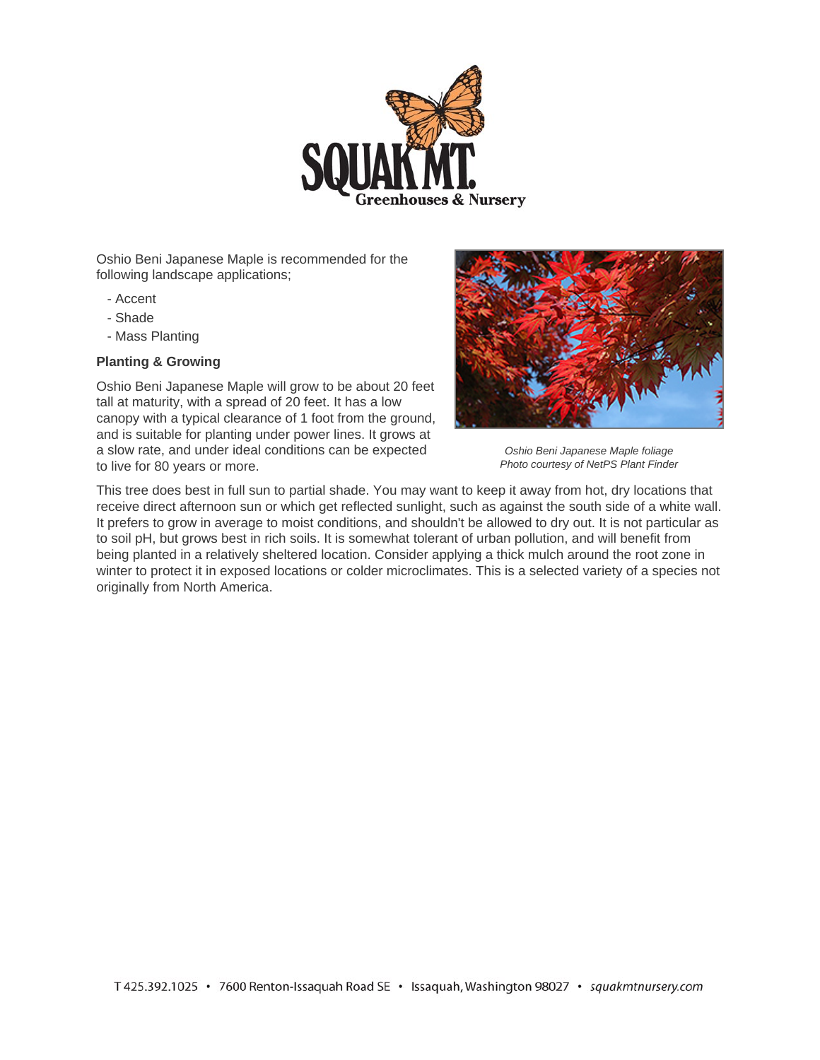Oshio Beni Japanese Maple is recommended for the following landscape applications;

- Accent
- Shade
- Mass Planting

**Planting & Growing**

Oshio Beni Japanese Maple will grow to be about 20 feet tall at maturity, with a spread of 20 feet. It has a low canopy with a typical clearance of 1 foot from the ground, and is suitable for planting under power lines. It grows at a slow rate, and under ideal conditions can be expected to live for 80 years or more.

*Oshio Beni Japanese Maple foliage*
*Photo courtesy of NetPS Plant Finder*

This tree does best in full sun to partial shade. You may want to keep it away from hot, dry locations that receive direct afternoon sun or which get reflected sunlight, such as against the south side of a white wall. It prefers to grow in average to moist conditions, and shouldn't be allowed to dry out. It is not particular as to soil pH, but grows best in rich soils. It is somewhat tolerant of urban pollution, and will benefit from being planted in a relatively sheltered location. Consider applying a thick mulch around the root zone in winter to protect it in exposed locations or colder microclimates. This is a selected variety of a species not originally from North America.